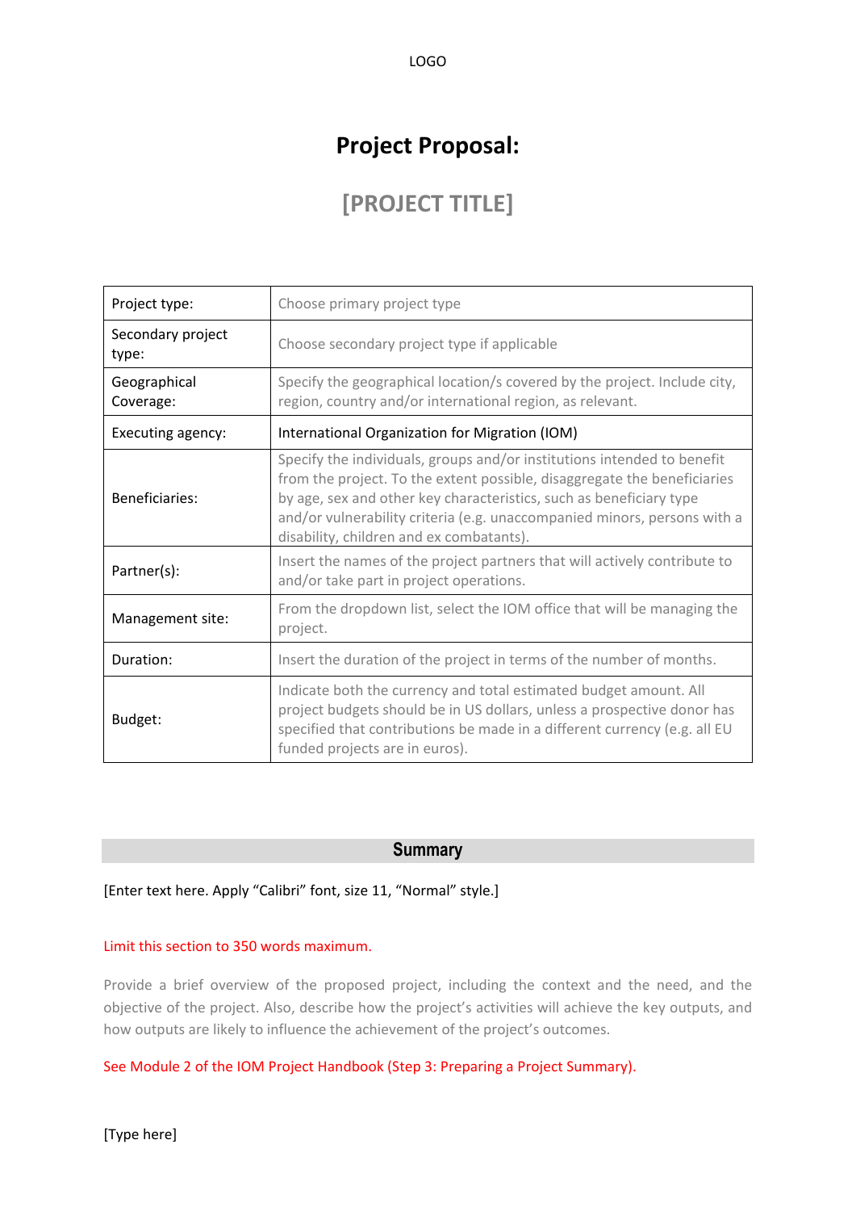LOGO

# Project Proposal:

## [PROJECT TITLE]

| Project type: | Choose primary project type |
|---|---|
| Secondary project type: | Choose secondary project type if applicable |
| Geographical Coverage: | Specify the geographical location/s covered by the project. Include city, region, country and/or international region, as relevant. |
| Executing agency: | International Organization for Migration (IOM) |
| Beneficiaries: | Specify the individuals, groups and/or institutions intended to benefit from the project. To the extent possible, disaggregate the beneficiaries by age, sex and other key characteristics, such as beneficiary type and/or vulnerability criteria (e.g. unaccompanied minors, persons with a disability, children and ex combatants). |
| Partner(s): | Insert the names of the project partners that will actively contribute to and/or take part in project operations. |
| Management site: | From the dropdown list, select the IOM office that will be managing the project. |
| Duration: | Insert the duration of the project in terms of the number of months. |
| Budget: | Indicate both the currency and total estimated budget amount. All project budgets should be in US dollars, unless a prospective donor has specified that contributions be made in a different currency (e.g. all EU funded projects are in euros). |

## Summary

[Enter text here. Apply "Calibri" font, size 11, "Normal" style.]

Limit this section to 350 words maximum.

Provide a brief overview of the proposed project, including the context and the need, and the objective of the project. Also, describe how the project's activities will achieve the key outputs, and how outputs are likely to influence the achievement of the project's outcomes.

See Module 2 of the IOM Project Handbook (Step 3: Preparing a Project Summary).

[Type here]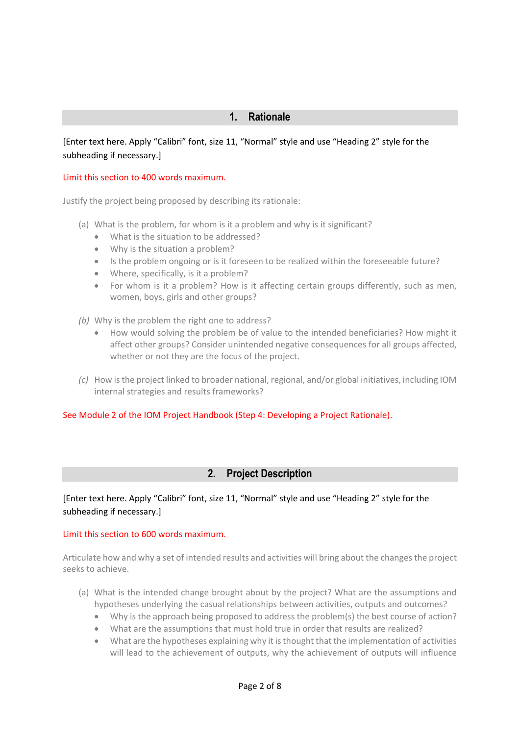# 1. Rationale

[Enter text here. Apply "Calibri" font, size 11, "Normal" style and use "Heading 2" style for the subheading if necessary.]

Limit this section to 400 words maximum.

Justify the project being proposed by describing its rationale:

(a) What is the problem, for whom is it a problem and why is it significant?
- What is the situation to be addressed?
- Why is the situation a problem?
- Is the problem ongoing or is it foreseen to be realized within the foreseeable future?
- Where, specifically, is it a problem?
- For whom is it a problem? How is it affecting certain groups differently, such as men, women, boys, girls and other groups?

*(b)* Why is the problem the right one to address?
- How would solving the problem be of value to the intended beneficiaries? How might it affect other groups? Consider unintended negative consequences for all groups affected, whether or not they are the focus of the project.

*(c)* How is the project linked to broader national, regional, and/or global initiatives, including IOM internal strategies and results frameworks?

See Module 2 of the IOM Project Handbook (Step 4: Developing a Project Rationale).

# 2. Project Description

[Enter text here. Apply "Calibri" font, size 11, "Normal" style and use "Heading 2" style for the subheading if necessary.]

Limit this section to 600 words maximum.

Articulate how and why a set of intended results and activities will bring about the changes the project seeks to achieve.

(a) What is the intended change brought about by the project? What are the assumptions and hypotheses underlying the casual relationships between activities, outputs and outcomes?
- Why is the approach being proposed to address the problem(s) the best course of action?
- What are the assumptions that must hold true in order that results are realized?
- What are the hypotheses explaining why it is thought that the implementation of activities will lead to the achievement of outputs, why the achievement of outputs will influence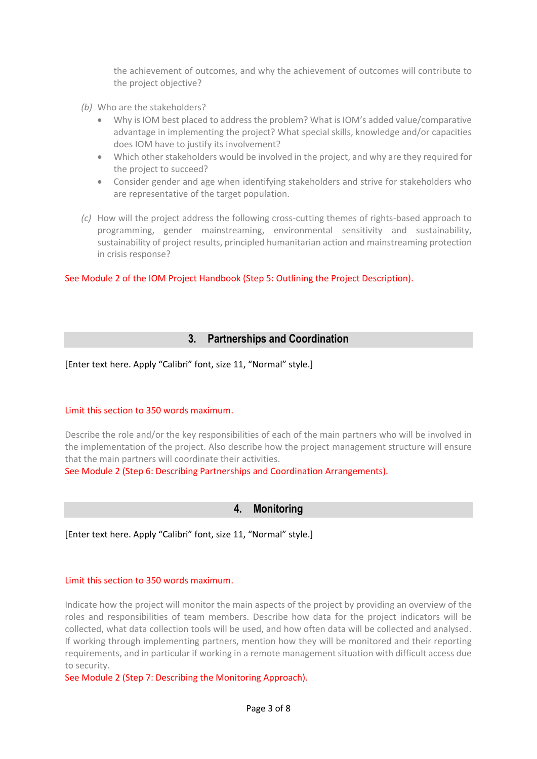the achievement of outcomes, and why the achievement of outcomes will contribute to the project objective?

*(b)* Who are the stakeholders?

- Why is IOM best placed to address the problem? What is IOM's added value/comparative advantage in implementing the project? What special skills, knowledge and/or capacities does IOM have to justify its involvement?
- Which other stakeholders would be involved in the project, and why are they required for the project to succeed?
- Consider gender and age when identifying stakeholders and strive for stakeholders who are representative of the target population.

*(c)* How will the project address the following cross-cutting themes of rights-based approach to programming, gender mainstreaming, environmental sensitivity and sustainability, sustainability of project results, principled humanitarian action and mainstreaming protection in crisis response?

See Module 2 of the IOM Project Handbook (Step 5: Outlining the Project Description).

## 3. Partnerships and Coordination

[Enter text here. Apply "Calibri" font, size 11, "Normal" style.]

Limit this section to 350 words maximum.

Describe the role and/or the key responsibilities of each of the main partners who will be involved in the implementation of the project. Also describe how the project management structure will ensure that the main partners will coordinate their activities.
See Module 2 (Step 6: Describing Partnerships and Coordination Arrangements).

## 4. Monitoring

[Enter text here. Apply "Calibri" font, size 11, "Normal" style.]

Limit this section to 350 words maximum.

Indicate how the project will monitor the main aspects of the project by providing an overview of the roles and responsibilities of team members. Describe how data for the project indicators will be collected, what data collection tools will be used, and how often data will be collected and analysed. If working through implementing partners, mention how they will be monitored and their reporting requirements, and in particular if working in a remote management situation with difficult access due to security.
See Module 2 (Step 7: Describing the Monitoring Approach).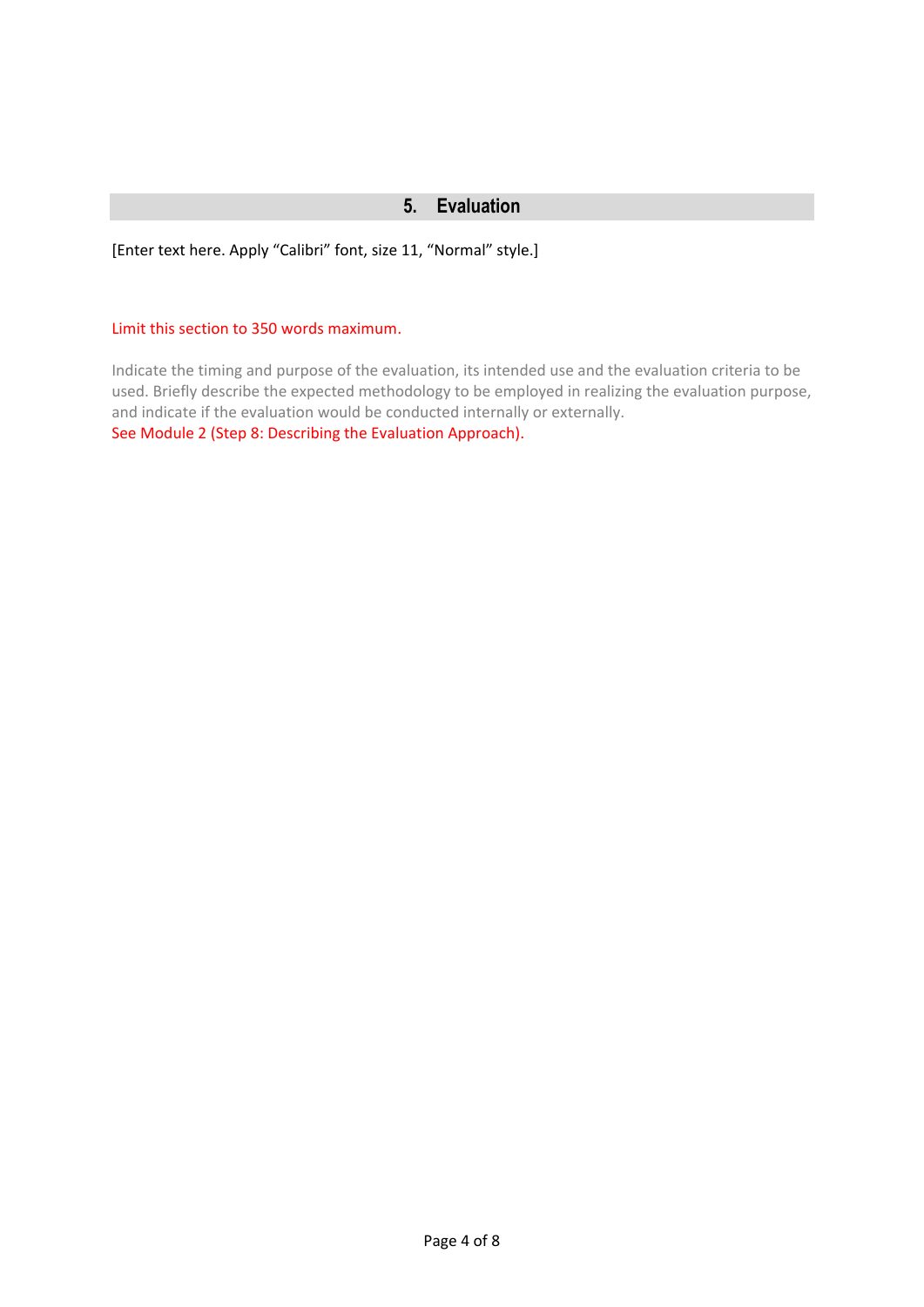## 5. Evaluation

[Enter text here. Apply "Calibri" font, size 11, "Normal" style.]

Limit this section to 350 words maximum.

Indicate the timing and purpose of the evaluation, its intended use and the evaluation criteria to be used. Briefly describe the expected methodology to be employed in realizing the evaluation purpose, and indicate if the evaluation would be conducted internally or externally.
See Module 2 (Step 8: Describing the Evaluation Approach).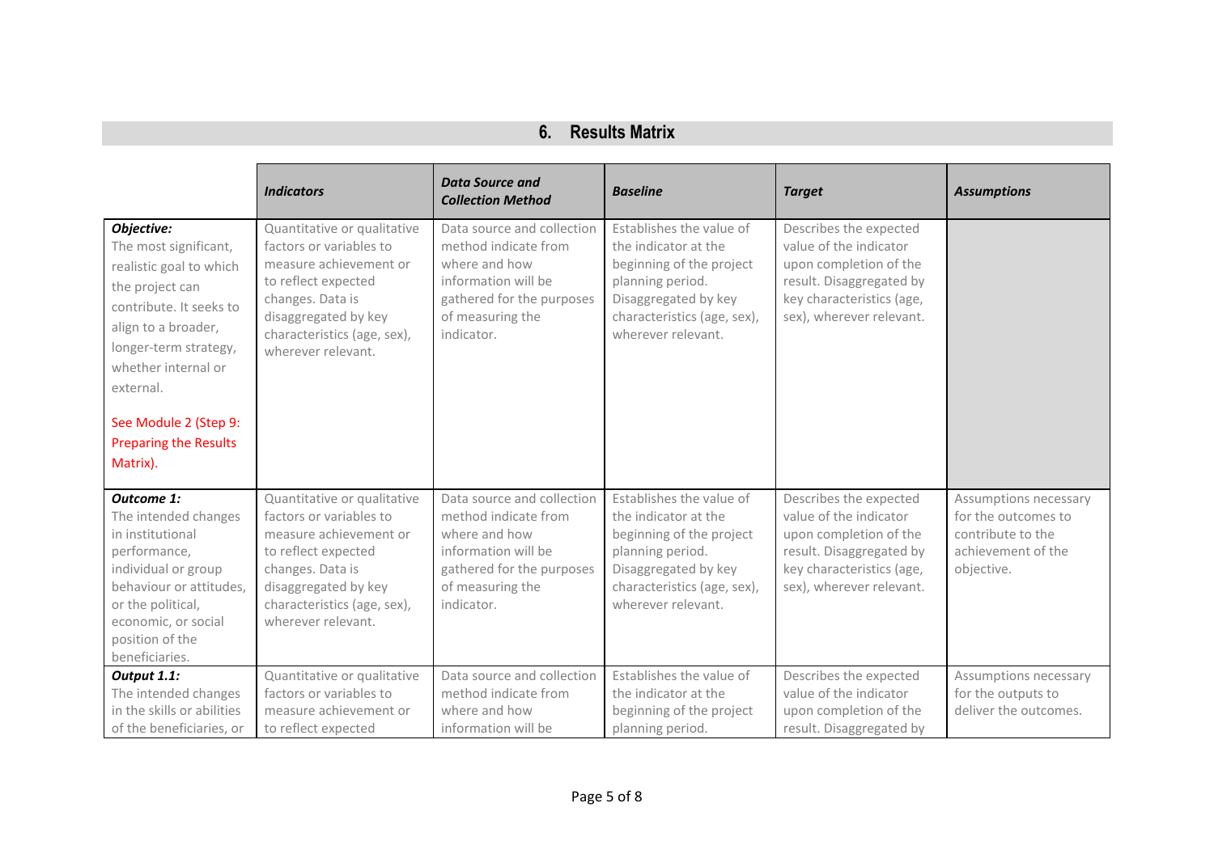## 6. Results Matrix

| | ***Indicators*** | ***Data Source and Collection Method*** | ***Baseline*** | ***Target*** | ***Assumptions*** |
|---|---|---|---|---|---|
| ***Objective:*** The most significant, realistic goal to which the project can contribute. It seeks to align to a broader, longer-term strategy, whether internal or external. See Module 2 (Step 9: Preparing the Results Matrix). | Quantitative or qualitative factors or variables to measure achievement or to reflect expected changes. Data is disaggregated by key characteristics (age, sex), wherever relevant. | Data source and collection method indicate from where and how information will be gathered for the purposes of measuring the indicator. | Establishes the value of the indicator at the beginning of the project planning period. Disaggregated by key characteristics (age, sex), wherever relevant. | Describes the expected value of the indicator upon completion of the result. Disaggregated by key characteristics (age, sex), wherever relevant. | |
| ***Outcome 1:*** The intended changes in institutional performance, individual or group behaviour or attitudes, or the political, economic, or social position of the beneficiaries. | Quantitative or qualitative factors or variables to measure achievement or to reflect expected changes. Data is disaggregated by key characteristics (age, sex), wherever relevant. | Data source and collection method indicate from where and how information will be gathered for the purposes of measuring the indicator. | Establishes the value of the indicator at the beginning of the project planning period. Disaggregated by key characteristics (age, sex), wherever relevant. | Describes the expected value of the indicator upon completion of the result. Disaggregated by key characteristics (age, sex), wherever relevant. | Assumptions necessary for the outcomes to contribute to the achievement of the objective. |
| ***Output 1.1:*** The intended changes in the skills or abilities of the beneficiaries, or | Quantitative or qualitative factors or variables to measure achievement or to reflect expected | Data source and collection method indicate from where and how information will be | Establishes the value of the indicator at the beginning of the project planning period. | Describes the expected value of the indicator upon completion of the result. Disaggregated by | Assumptions necessary for the outputs to deliver the outcomes. |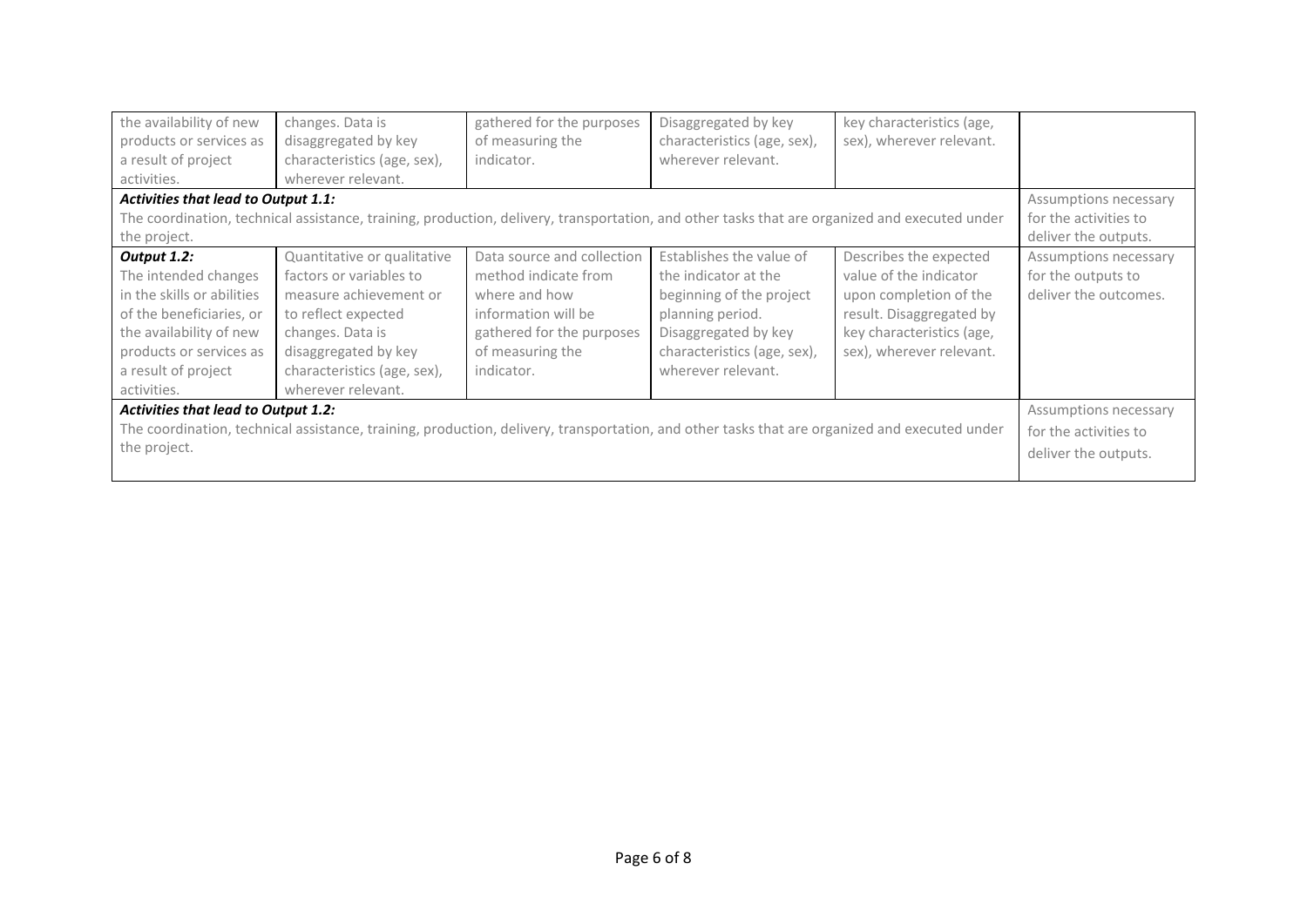| | | | | | |
|---|---|---|---|---|---|
| the availability of new products or services as a result of project activities. | changes. Data is disaggregated by key characteristics (age, sex), wherever relevant. | gathered for the purposes of measuring the indicator. | Disaggregated by key characteristics (age, sex), wherever relevant. | key characteristics (age, sex), wherever relevant. | |
| ***Activities that lead to Output 1.1:*** The coordination, technical assistance, training, production, delivery, transportation, and other tasks that are organized and executed under the project. | | | | | Assumptions necessary for the activities to deliver the outputs. |
| ***Output 1.2:*** The intended changes in the skills or abilities of the beneficiaries, or the availability of new products or services as a result of project activities. | Quantitative or qualitative factors or variables to measure achievement or to reflect expected changes. Data is disaggregated by key characteristics (age, sex), wherever relevant. | Data source and collection method indicate from where and how information will be gathered for the purposes of measuring the indicator. | Establishes the value of the indicator at the beginning of the project planning period. Disaggregated by key characteristics (age, sex), wherever relevant. | Describes the expected value of the indicator upon completion of the result. Disaggregated by key characteristics (age, sex), wherever relevant. | Assumptions necessary for the outputs to deliver the outcomes. |
| ***Activities that lead to Output 1.2:*** The coordination, technical assistance, training, production, delivery, transportation, and other tasks that are organized and executed under the project. | | | | | Assumptions necessary for the activities to deliver the outputs. |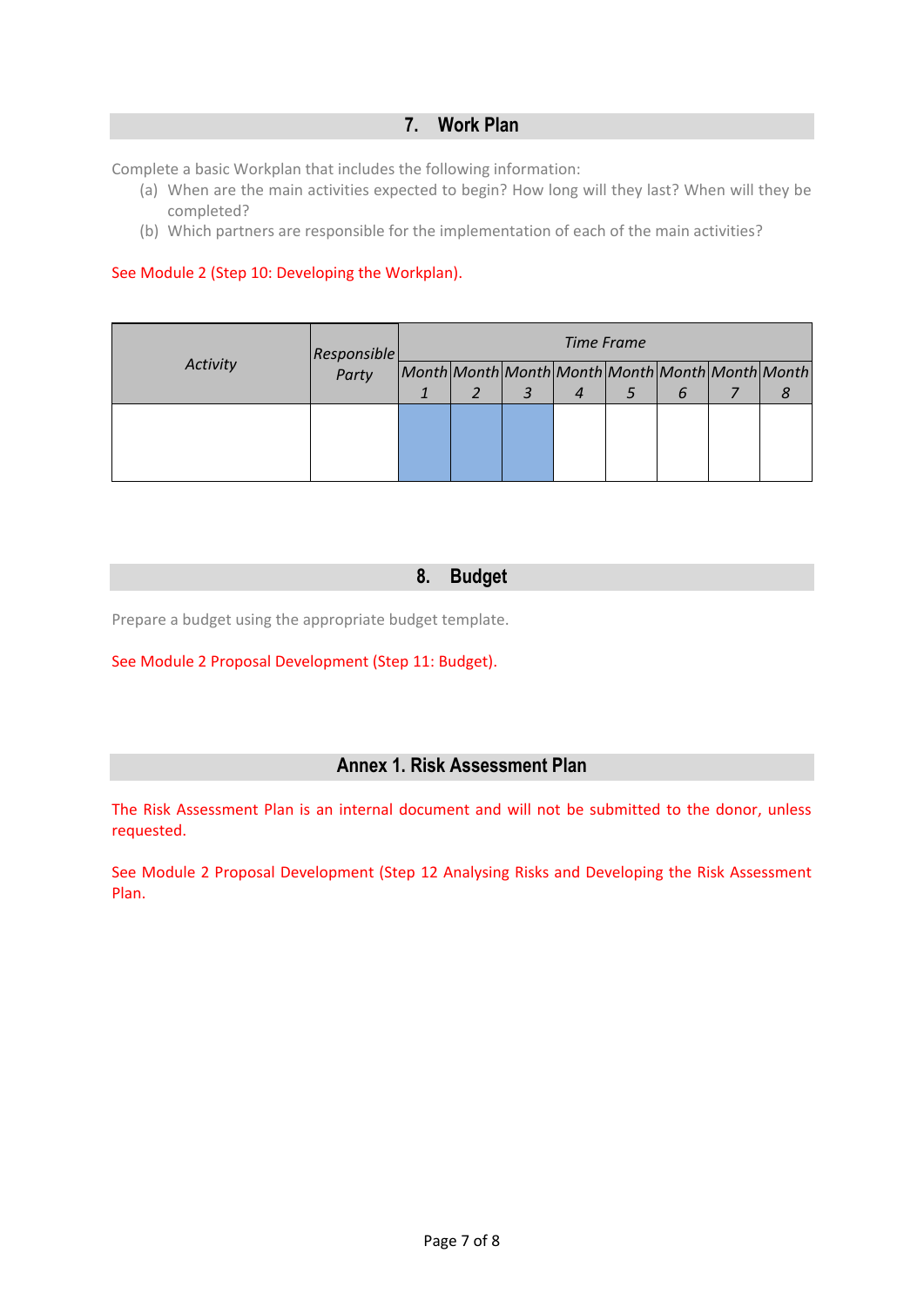## 7. Work Plan

Complete a basic Workplan that includes the following information:

(a) When are the main activities expected to begin? How long will they last? When will they be completed?

(b) Which partners are responsible for the implementation of each of the main activities?

See Module 2 (Step 10: Developing the Workplan).

| *Activity* | *Responsible Party* | *Time Frame* | | | | | | | |
|---|---|---|---|---|---|---|---|---|---|
| | | *Month 1* | *Month 2* | *Month 3* | *Month 4* | *Month 5* | *Month 6* | *Month 7* | *Month 8* |
| | | | | | | | | | |

## 8. Budget

Prepare a budget using the appropriate budget template.

See Module 2 Proposal Development (Step 11: Budget).

## Annex 1. Risk Assessment Plan

The Risk Assessment Plan is an internal document and will not be submitted to the donor, unless requested.

See Module 2 Proposal Development (Step 12 Analysing Risks and Developing the Risk Assessment Plan.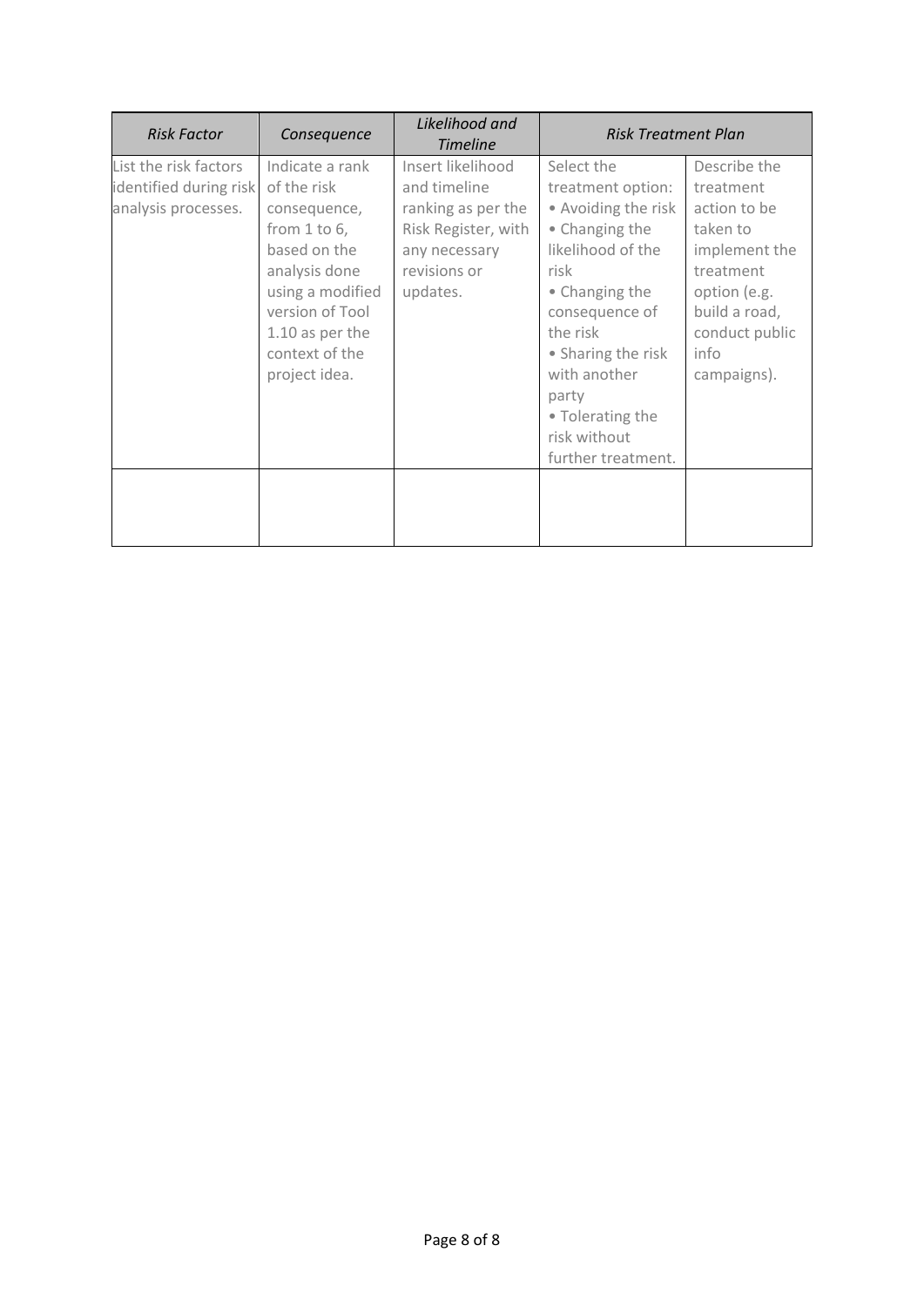| *Risk Factor* | *Consequence* | *Likelihood and Timeline* | *Risk Treatment Plan* | |
|---|---|---|---|---|
| List the risk factors identified during risk analysis processes. | Indicate a rank of the risk consequence, from 1 to 6, based on the analysis done using a modified version of Tool 1.10 as per the context of the project idea. | Insert likelihood and timeline ranking as per the Risk Register, with any necessary revisions or updates. | Select the treatment option:<br>• Avoiding the risk<br>• Changing the likelihood of the risk<br>• Changing the consequence of the risk<br>• Sharing the risk with another party<br>• Tolerating the risk without further treatment. | Describe the treatment action to be taken to implement the treatment option (e.g. build a road, conduct public info campaigns). |
| | | | | |